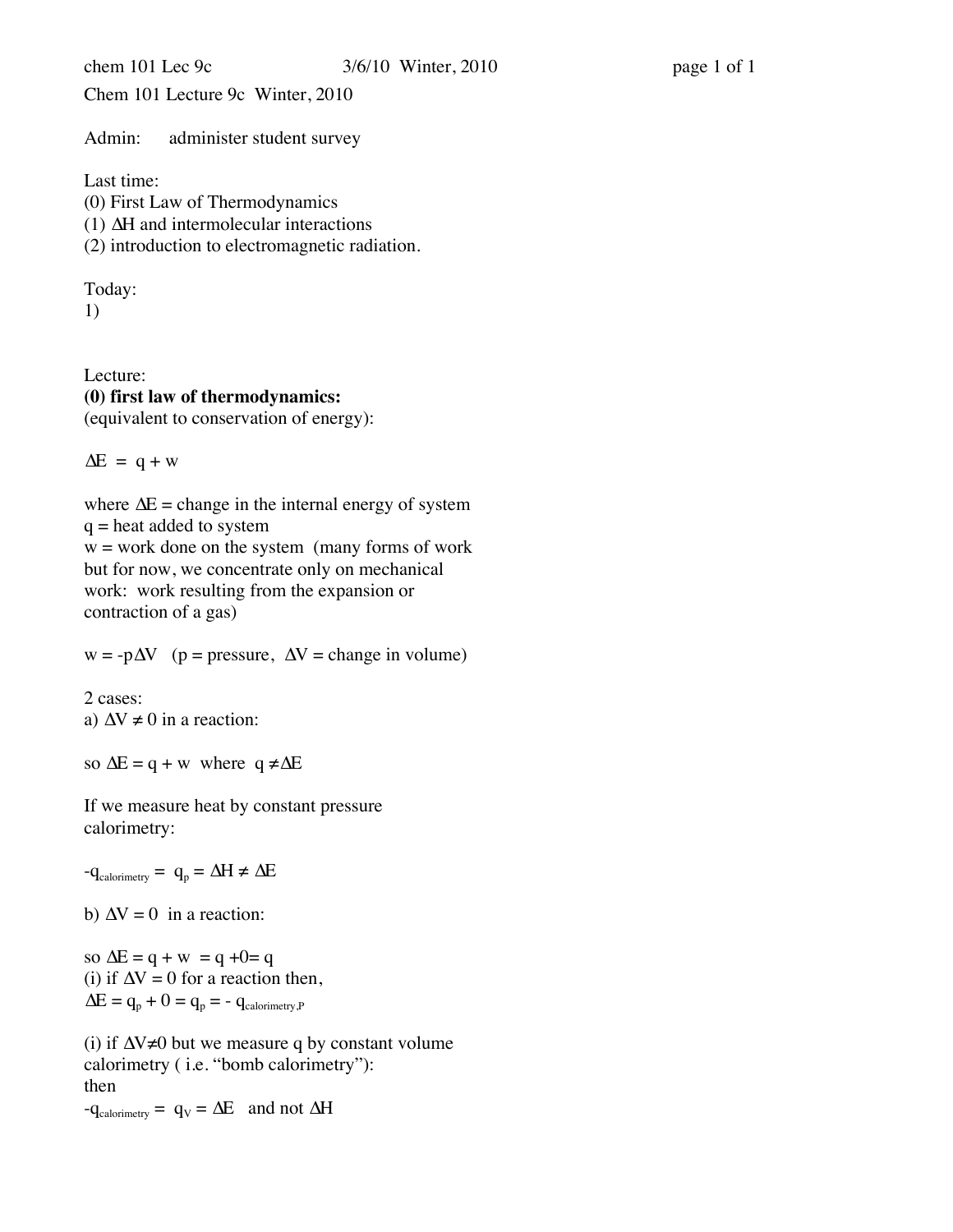Chem 101 Lecture 9c Winter, 2010

Admin: administer student survey

Last time:
(0) First Law of Thermodynamics
(1) $\Delta H$ and intermolecular interactions
(2) introduction to electromagnetic radiation.

Today:
1)

Lecture:
**(0) first law of thermodynamics:**
(equivalent to conservation of energy):

$\Delta E = q + w$

where $\Delta E$ = change in the internal energy of system
q = heat added to system
w = work done on the system (many forms of work but for now, we concentrate only on mechanical work: work resulting from the expansion or contraction of a gas)

$w = -p\Delta V$ (p = pressure, $\Delta V$ = change in volume)

2 cases:
a) $\Delta V \neq 0$ in a reaction:

so $\Delta E = q + w$ where $q \neq \Delta E$

If we measure heat by constant pressure calorimetry:

$-q_{calorimetry} = q_p = \Delta H \neq \Delta E$

b) $\Delta V = 0$ in a reaction:

so $\Delta E = q + w = q + 0 = q$
(i) if $\Delta V = 0$ for a reaction then,
$\Delta E = q_p + 0 = q_p = - q_{calorimetry,P}$

(i) if $\Delta V \neq 0$ but we measure q by constant volume calorimetry ( i.e. "bomb calorimetry"):
then
$-q_{calorimetry} = q_V = \Delta E$ and not $\Delta H$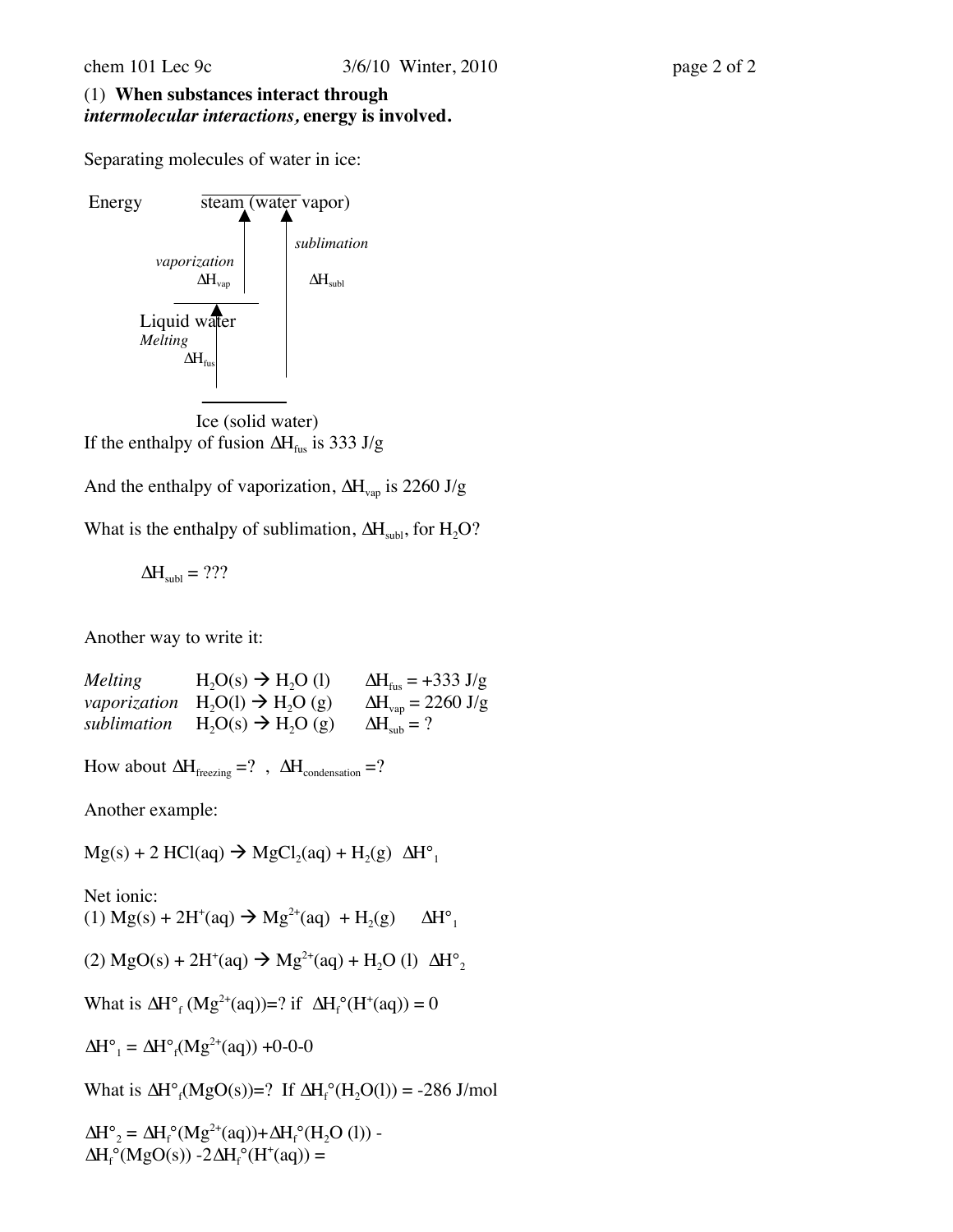(1) **When substances interact through *intermolecular interactions,* energy is involved.**

Separating molecules of water in ice:

Energy — steam (water vapor)

*vaporization* $\Delta H_{vap}$

*sublimation* $\Delta H_{subl}$

Liquid water

*Melting* $\Delta H_{fus}$

Ice (solid water)

If the enthalpy of fusion $\Delta H_{fus}$ is 333 J/g

And the enthalpy of vaporization, $\Delta H_{vap}$ is 2260 J/g

What is the enthalpy of sublimation, $\Delta H_{subl}$, for $H_2O$?

$\Delta H_{subl}$ = ???

Another way to write it:

| | | |
|---|---|---|
| *Melting* | $H_2O(s) \rightarrow H_2O\,(l)$ | $\Delta H_{fus} = +333$ J/g |
| *vaporization* | $H_2O(l) \rightarrow H_2O\,(g)$ | $\Delta H_{vap} = 2260$ J/g |
| *sublimation* | $H_2O(s) \rightarrow H_2O\,(g)$ | $\Delta H_{sub} = ?$ |

How about $\Delta H_{freezing}$ =? , $\Delta H_{condensation}$ =?

Another example:

$Mg(s) + 2\,HCl(aq) \rightarrow MgCl_2(aq) + H_2(g)$ $\Delta H^\circ_1$

Net ionic:

(1) $Mg(s) + 2H^+(aq) \rightarrow Mg^{2+}(aq) + H_2(g)$ $\Delta H^\circ_1$

(2) $MgO(s) + 2H^+(aq) \rightarrow Mg^{2+}(aq) + H_2O\,(l)$ $\Delta H^\circ_2$

What is $\Delta H^\circ_f\,(Mg^{2+}(aq))$=? if $\Delta H_f^\circ(H^+(aq)) = 0$

$\Delta H^\circ_1 = \Delta H^\circ_f(Mg^{2+}(aq)) +0-0-0$

What is $\Delta H^\circ_f(MgO(s))$=? If $\Delta H_f^\circ(H_2O(l)) = -286$ J/mol

$\Delta H^\circ_2 = \Delta H_f^\circ(Mg^{2+}(aq))+\Delta H_f^\circ(H_2O\,(l))$ -
$\Delta H_f^\circ(MgO(s)) - 2\Delta H_f^\circ(H^+(aq))$ =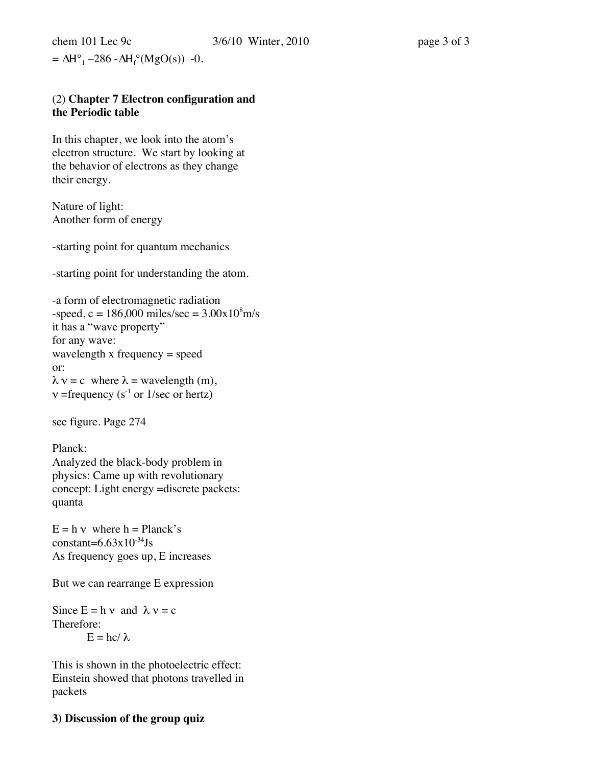$= \Delta H^\circ_1 - 286 - \Delta H_f^\circ(MgO(s)) - 0.$

## (2) **Chapter 7 Electron configuration and the Periodic table**

In this chapter, we look into the atom's electron structure. We start by looking at the behavior of electrons as they change their energy.

Nature of light:
Another form of energy

-starting point for quantum mechanics

-starting point for understanding the atom.

-a form of electromagnetic radiation
-speed, c = 186,000 miles/sec = $3.00 \times 10^8$ m/s
it has a "wave property"
for any wave:
wavelength x frequency = speed
or:
$\lambda \nu = c$ where $\lambda$ = wavelength (m),
$\nu$ = frequency ($s^{-1}$ or 1/sec or hertz)

see figure. Page 274

Planck:
Analyzed the black-body problem in physics: Came up with revolutionary concept: Light energy =discrete packets: quanta

$E = h \nu$ where h = Planck's constant=$6.63 \times 10^{-34}$ Js
As frequency goes up, E increases

But we can rearrange E expression

Since $E = h \nu$ and $\lambda \nu = c$
Therefore:

$$E = hc/\lambda$$

This is shown in the photoelectric effect: Einstein showed that photons travelled in packets

## **3) Discussion of the group quiz**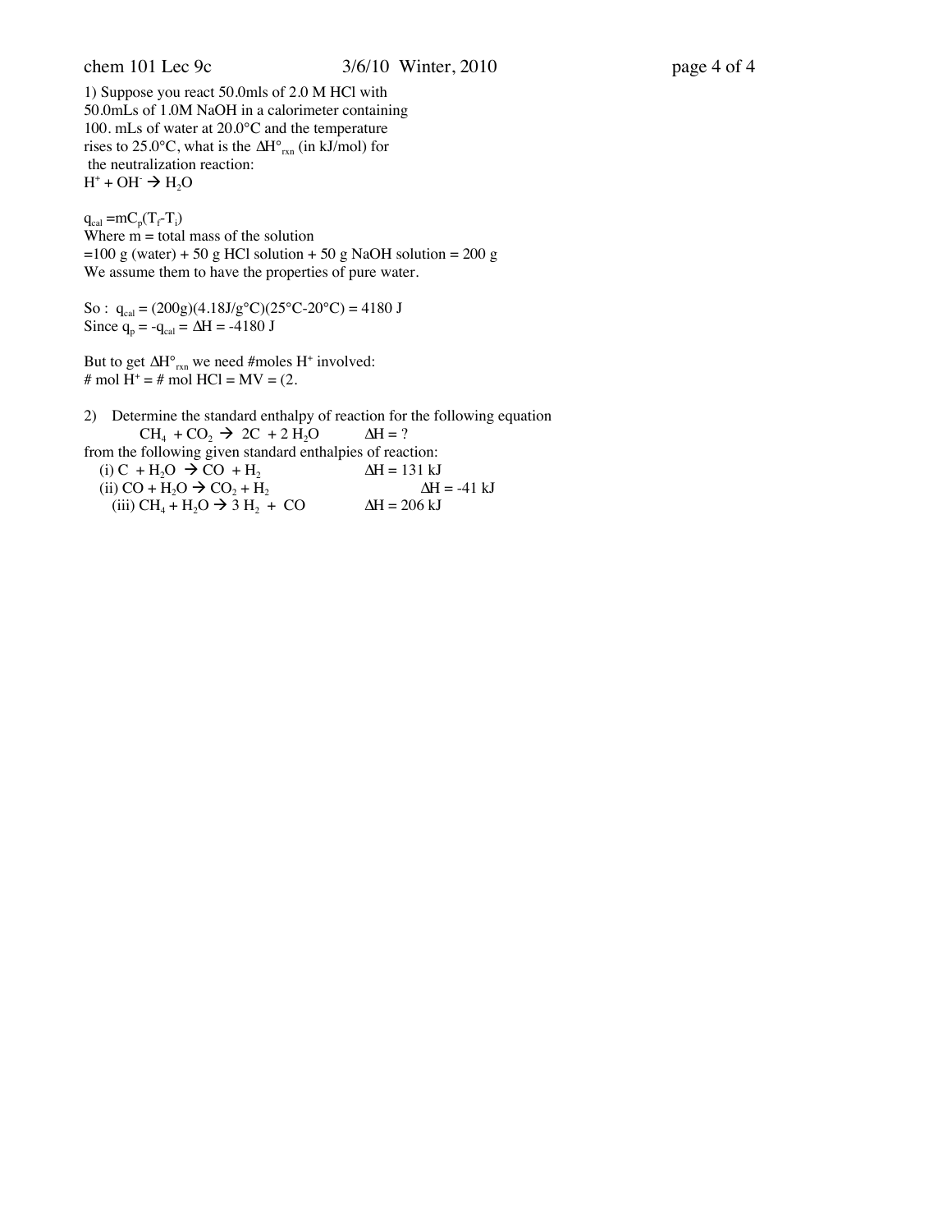1) Suppose you react 50.0mls of 2.0 M HCl with 50.0mLs of 1.0M NaOH in a calorimeter containing 100. mLs of water at 20.0°C and the temperature rises to 25.0°C, what is the $\Delta H^\circ_{rxn}$ (in kJ/mol) for the neutralization reaction:

$H^+ + OH^- \rightarrow H_2O$

$q_{cal} = mC_p(T_f - T_i)$

Where m = total mass of the solution

=100 g (water) + 50 g HCl solution + 50 g NaOH solution = 200 g

We assume them to have the properties of pure water.

So : $q_{cal}$ = (200g)(4.18J/g°C)(25°C-20°C) = 4180 J

Since $q_p = -q_{cal} = \Delta H$ = -4180 J

But to get $\Delta H^\circ_{rxn}$ we need #moles $H^+$ involved:

\# mol $H^+$ = # mol HCl = MV = (2.

2) Determine the standard enthalpy of reaction for the following equation

$CH_4 + CO_2 \rightarrow 2C + 2\,H_2O$ $\quad \Delta H$ = ?

from the following given standard enthalpies of reaction:

(i) $C + H_2O \rightarrow CO + H_2$ $\quad \Delta H$ = 131 kJ

(ii) $CO + H_2O \rightarrow CO_2 + H_2$ $\quad \Delta H$ = -41 kJ

(iii) $CH_4 + H_2O \rightarrow 3\,H_2 + CO$ $\quad \Delta H$ = 206 kJ